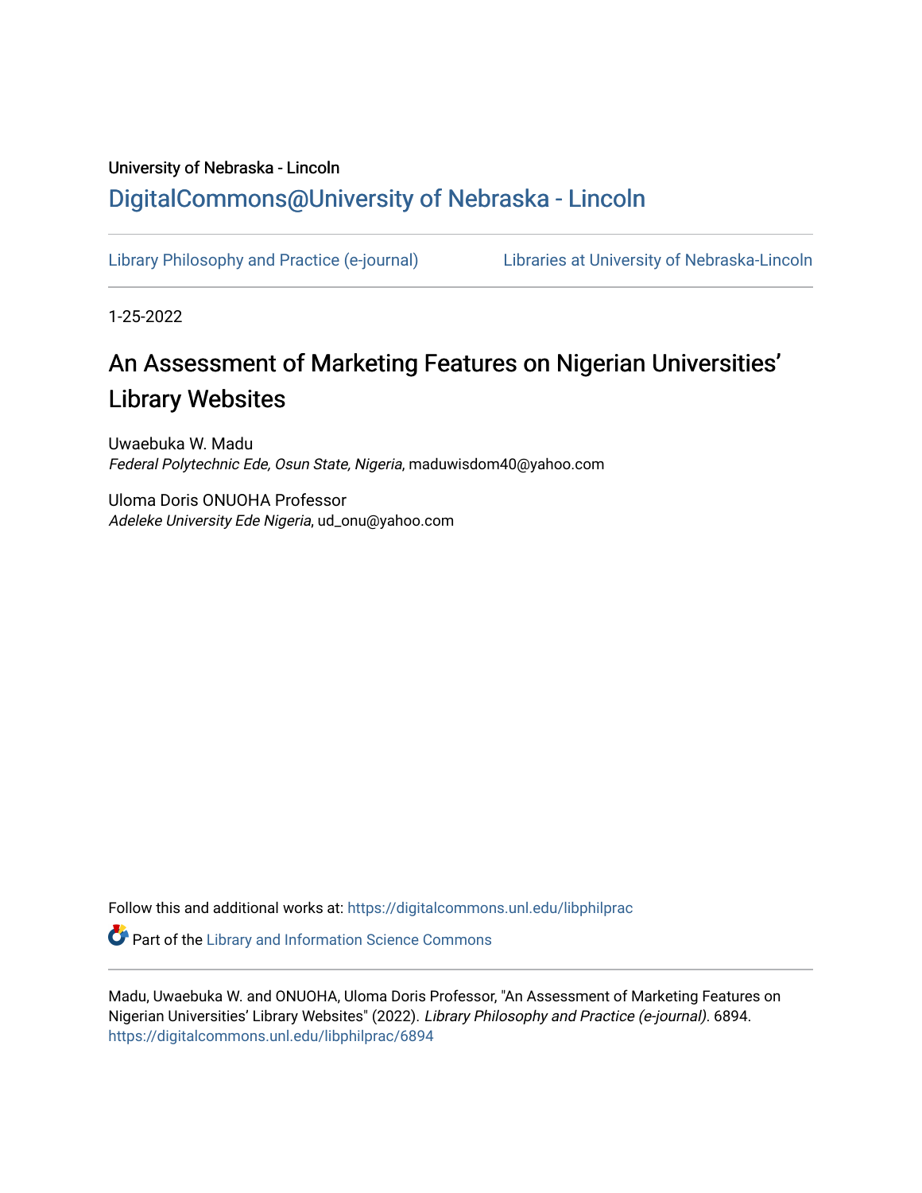University of Nebraska - Lincoln

## DigitalCommons@University of Nebraska - Lincoln

Library Philosophy and Practice (e-journal)    Libraries at University of Nebraska-Lincoln

1-25-2022

# An Assessment of Marketing Features on Nigerian Universities' Library Websites

Uwaebuka W. Madu
*Federal Polytechnic Ede, Osun State, Nigeria*, maduwisdom40@yahoo.com

Uloma Doris ONUOHA Professor
*Adeleke University Ede Nigeria*, ud_onu@yahoo.com

Follow this and additional works at: https://digitalcommons.unl.edu/libphilprac

Part of the Library and Information Science Commons

Madu, Uwaebuka W. and ONUOHA, Uloma Doris Professor, "An Assessment of Marketing Features on Nigerian Universities' Library Websites" (2022). *Library Philosophy and Practice (e-journal)*. 6894.
https://digitalcommons.unl.edu/libphilprac/6894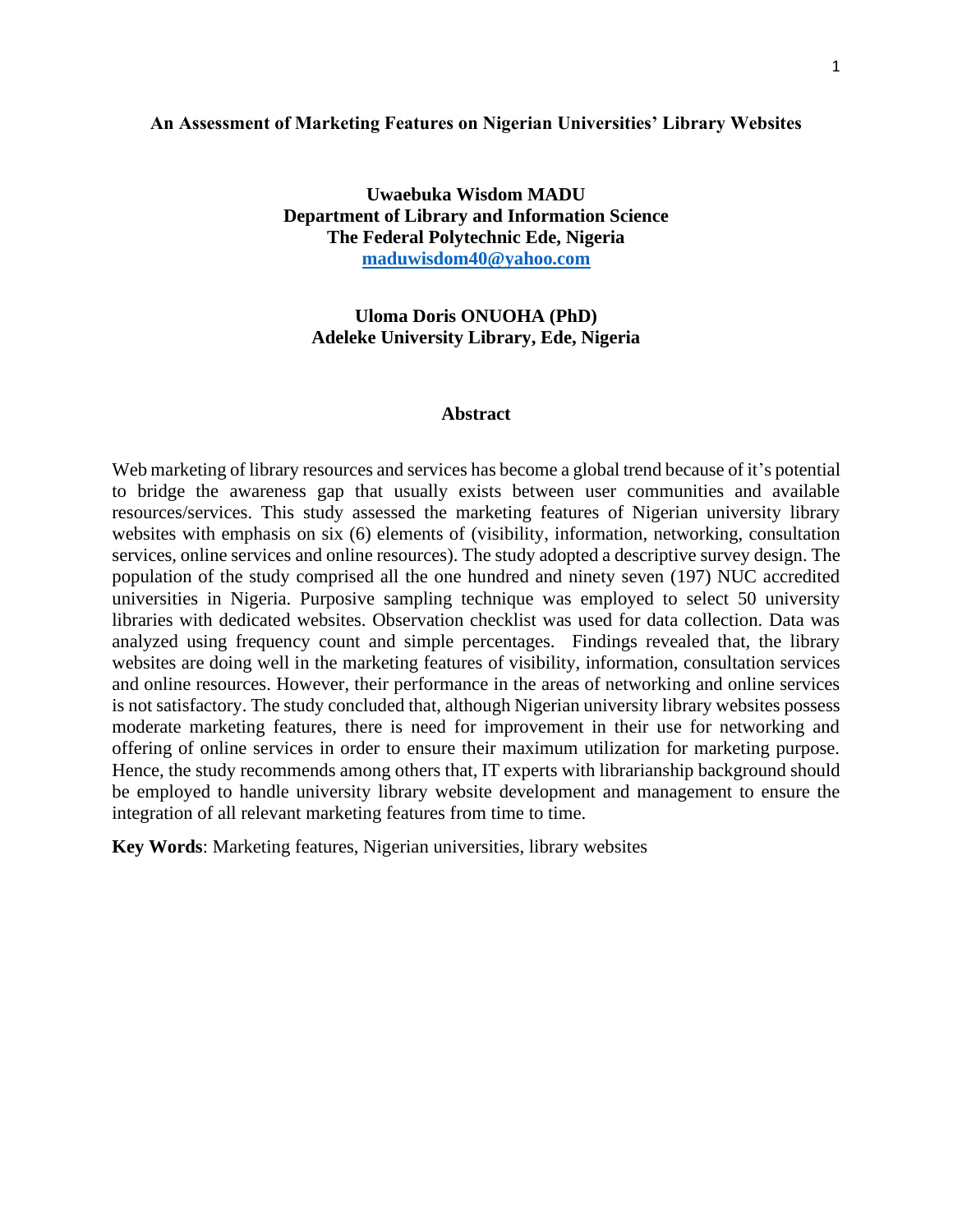**An Assessment of Marketing Features on Nigerian Universities' Library Websites**

**Uwaebuka Wisdom MADU**
**Department of Library and Information Science**
**The Federal Polytechnic Ede, Nigeria**
**maduwisdom40@yahoo.com**

**Uloma Doris ONUOHA (PhD)**
**Adeleke University Library, Ede, Nigeria**

## Abstract

Web marketing of library resources and services has become a global trend because of it's potential to bridge the awareness gap that usually exists between user communities and available resources/services. This study assessed the marketing features of Nigerian university library websites with emphasis on six (6) elements of (visibility, information, networking, consultation services, online services and online resources). The study adopted a descriptive survey design. The population of the study comprised all the one hundred and ninety seven (197) NUC accredited universities in Nigeria. Purposive sampling technique was employed to select 50 university libraries with dedicated websites. Observation checklist was used for data collection. Data was analyzed using frequency count and simple percentages. Findings revealed that, the library websites are doing well in the marketing features of visibility, information, consultation services and online resources. However, their performance in the areas of networking and online services is not satisfactory. The study concluded that, although Nigerian university library websites possess moderate marketing features, there is need for improvement in their use for networking and offering of online services in order to ensure their maximum utilization for marketing purpose. Hence, the study recommends among others that, IT experts with librarianship background should be employed to handle university library website development and management to ensure the integration of all relevant marketing features from time to time.

**Key Words**: Marketing features, Nigerian universities, library websites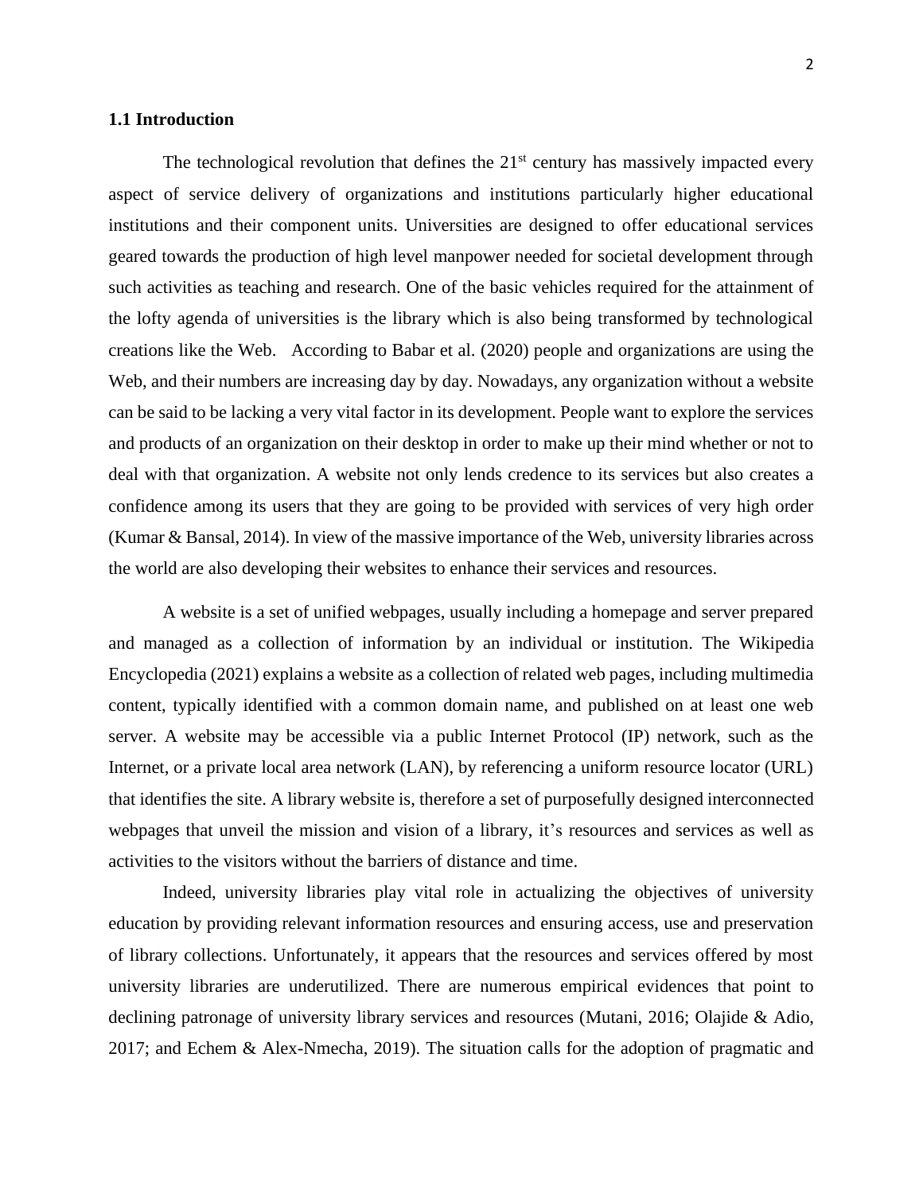### 1.1 Introduction

The technological revolution that defines the 21st century has massively impacted every aspect of service delivery of organizations and institutions particularly higher educational institutions and their component units. Universities are designed to offer educational services geared towards the production of high level manpower needed for societal development through such activities as teaching and research. One of the basic vehicles required for the attainment of the lofty agenda of universities is the library which is also being transformed by technological creations like the Web. According to Babar et al. (2020) people and organizations are using the Web, and their numbers are increasing day by day. Nowadays, any organization without a website can be said to be lacking a very vital factor in its development. People want to explore the services and products of an organization on their desktop in order to make up their mind whether or not to deal with that organization. A website not only lends credence to its services but also creates a confidence among its users that they are going to be provided with services of very high order (Kumar & Bansal, 2014). In view of the massive importance of the Web, university libraries across the world are also developing their websites to enhance their services and resources.

A website is a set of unified webpages, usually including a homepage and server prepared and managed as a collection of information by an individual or institution. The Wikipedia Encyclopedia (2021) explains a website as a collection of related web pages, including multimedia content, typically identified with a common domain name, and published on at least one web server. A website may be accessible via a public Internet Protocol (IP) network, such as the Internet, or a private local area network (LAN), by referencing a uniform resource locator (URL) that identifies the site. A library website is, therefore a set of purposefully designed interconnected webpages that unveil the mission and vision of a library, it's resources and services as well as activities to the visitors without the barriers of distance and time.

Indeed, university libraries play vital role in actualizing the objectives of university education by providing relevant information resources and ensuring access, use and preservation of library collections. Unfortunately, it appears that the resources and services offered by most university libraries are underutilized. There are numerous empirical evidences that point to declining patronage of university library services and resources (Mutani, 2016; Olajide & Adio, 2017; and Echem & Alex-Nmecha, 2019). The situation calls for the adoption of pragmatic and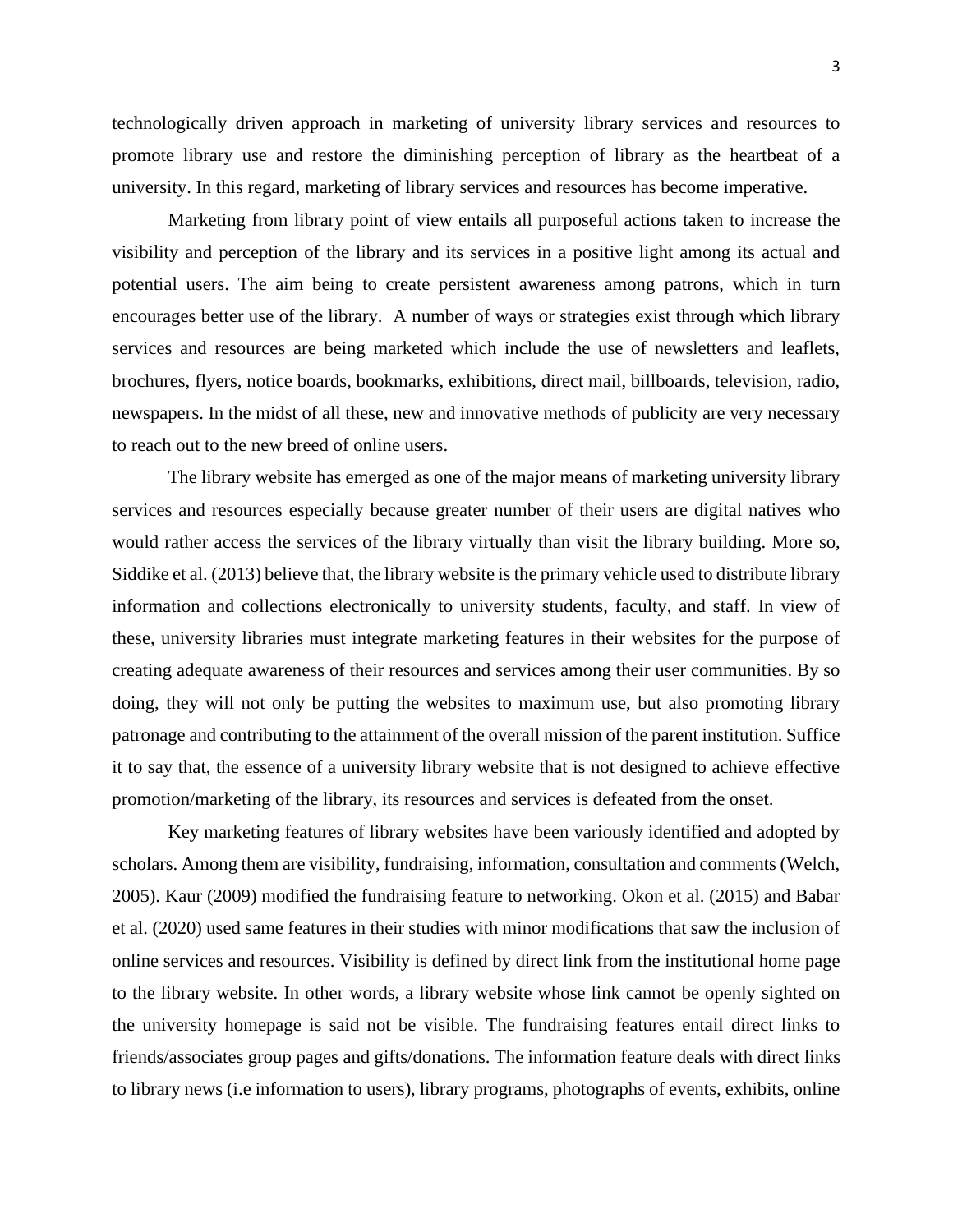technologically driven approach in marketing of university library services and resources to promote library use and restore the diminishing perception of library as the heartbeat of a university. In this regard, marketing of library services and resources has become imperative.

Marketing from library point of view entails all purposeful actions taken to increase the visibility and perception of the library and its services in a positive light among its actual and potential users. The aim being to create persistent awareness among patrons, which in turn encourages better use of the library. A number of ways or strategies exist through which library services and resources are being marketed which include the use of newsletters and leaflets, brochures, flyers, notice boards, bookmarks, exhibitions, direct mail, billboards, television, radio, newspapers. In the midst of all these, new and innovative methods of publicity are very necessary to reach out to the new breed of online users.

The library website has emerged as one of the major means of marketing university library services and resources especially because greater number of their users are digital natives who would rather access the services of the library virtually than visit the library building. More so, Siddike et al. (2013) believe that, the library website is the primary vehicle used to distribute library information and collections electronically to university students, faculty, and staff. In view of these, university libraries must integrate marketing features in their websites for the purpose of creating adequate awareness of their resources and services among their user communities. By so doing, they will not only be putting the websites to maximum use, but also promoting library patronage and contributing to the attainment of the overall mission of the parent institution. Suffice it to say that, the essence of a university library website that is not designed to achieve effective promotion/marketing of the library, its resources and services is defeated from the onset.

Key marketing features of library websites have been variously identified and adopted by scholars. Among them are visibility, fundraising, information, consultation and comments (Welch, 2005). Kaur (2009) modified the fundraising feature to networking. Okon et al. (2015) and Babar et al. (2020) used same features in their studies with minor modifications that saw the inclusion of online services and resources. Visibility is defined by direct link from the institutional home page to the library website. In other words, a library website whose link cannot be openly sighted on the university homepage is said not be visible. The fundraising features entail direct links to friends/associates group pages and gifts/donations. The information feature deals with direct links to library news (i.e information to users), library programs, photographs of events, exhibits, online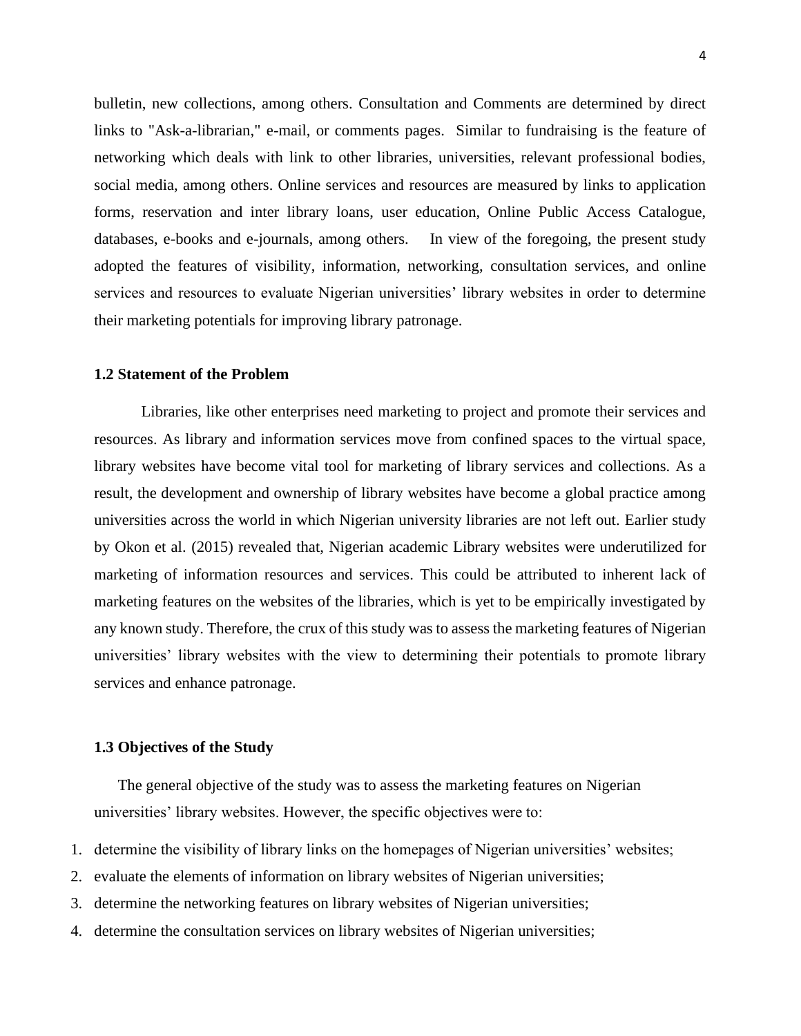bulletin, new collections, among others. Consultation and Comments are determined by direct links to "Ask-a-librarian," e-mail, or comments pages. Similar to fundraising is the feature of networking which deals with link to other libraries, universities, relevant professional bodies, social media, among others. Online services and resources are measured by links to application forms, reservation and inter library loans, user education, Online Public Access Catalogue, databases, e-books and e-journals, among others. In view of the foregoing, the present study adopted the features of visibility, information, networking, consultation services, and online services and resources to evaluate Nigerian universities' library websites in order to determine their marketing potentials for improving library patronage.

### 1.2 Statement of the Problem

Libraries, like other enterprises need marketing to project and promote their services and resources. As library and information services move from confined spaces to the virtual space, library websites have become vital tool for marketing of library services and collections. As a result, the development and ownership of library websites have become a global practice among universities across the world in which Nigerian university libraries are not left out. Earlier study by Okon et al. (2015) revealed that, Nigerian academic Library websites were underutilized for marketing of information resources and services. This could be attributed to inherent lack of marketing features on the websites of the libraries, which is yet to be empirically investigated by any known study. Therefore, the crux of this study was to assess the marketing features of Nigerian universities' library websites with the view to determining their potentials to promote library services and enhance patronage.

### 1.3 Objectives of the Study

The general objective of the study was to assess the marketing features on Nigerian universities' library websites. However, the specific objectives were to:

1. determine the visibility of library links on the homepages of Nigerian universities' websites;
2. evaluate the elements of information on library websites of Nigerian universities;
3. determine the networking features on library websites of Nigerian universities;
4. determine the consultation services on library websites of Nigerian universities;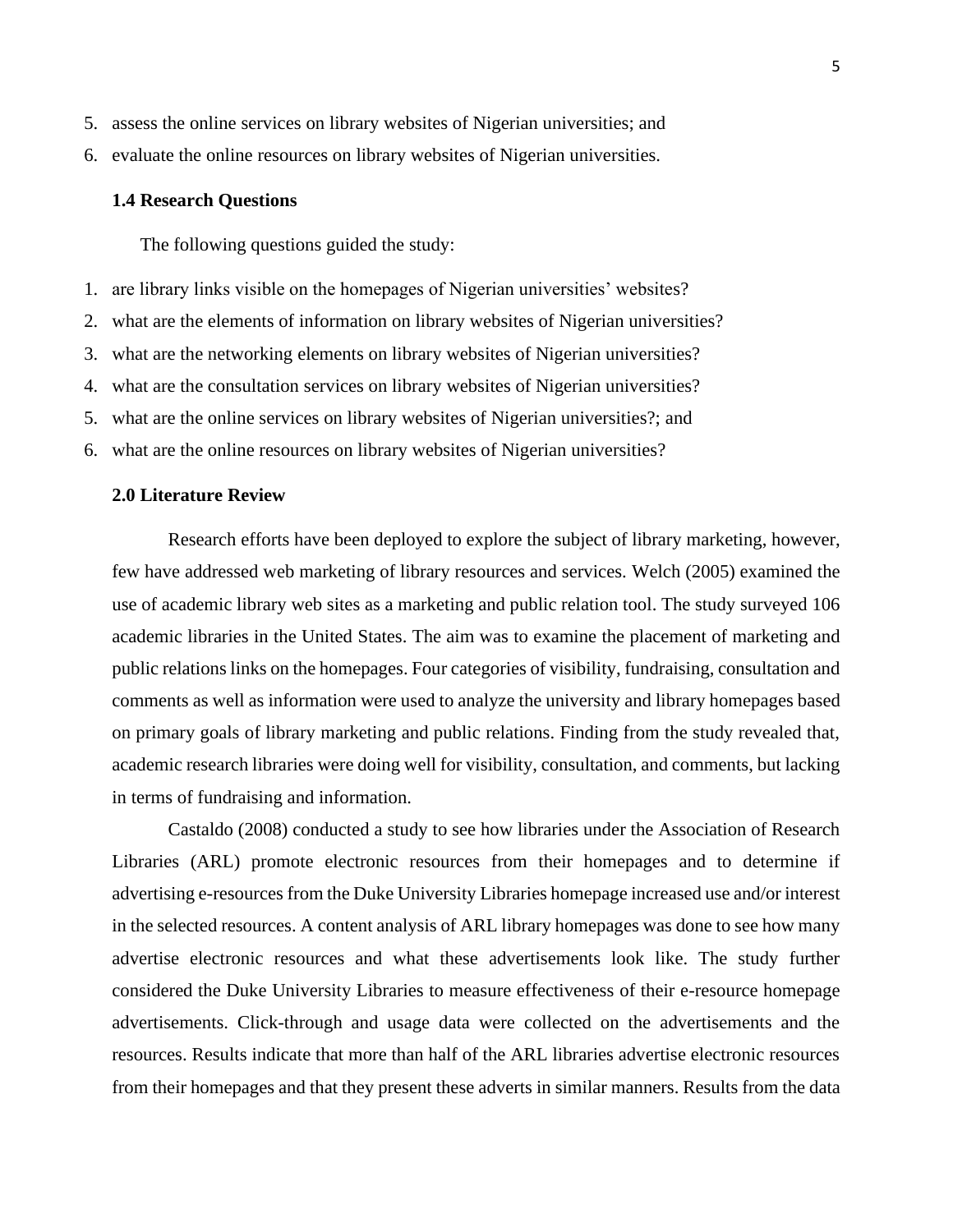5. assess the online services on library websites of Nigerian universities; and
6. evaluate the online resources on library websites of Nigerian universities.

### 1.4 Research Questions

The following questions guided the study:

1. are library links visible on the homepages of Nigerian universities' websites?
2. what are the elements of information on library websites of Nigerian universities?
3. what are the networking elements on library websites of Nigerian universities?
4. what are the consultation services on library websites of Nigerian universities?
5. what are the online services on library websites of Nigerian universities?; and
6. what are the online resources on library websites of Nigerian universities?

## 2.0 Literature Review

Research efforts have been deployed to explore the subject of library marketing, however, few have addressed web marketing of library resources and services. Welch (2005) examined the use of academic library web sites as a marketing and public relation tool. The study surveyed 106 academic libraries in the United States. The aim was to examine the placement of marketing and public relations links on the homepages. Four categories of visibility, fundraising, consultation and comments as well as information were used to analyze the university and library homepages based on primary goals of library marketing and public relations. Finding from the study revealed that, academic research libraries were doing well for visibility, consultation, and comments, but lacking in terms of fundraising and information.

Castaldo (2008) conducted a study to see how libraries under the Association of Research Libraries (ARL) promote electronic resources from their homepages and to determine if advertising e-resources from the Duke University Libraries homepage increased use and/or interest in the selected resources. A content analysis of ARL library homepages was done to see how many advertise electronic resources and what these advertisements look like. The study further considered the Duke University Libraries to measure effectiveness of their e-resource homepage advertisements. Click-through and usage data were collected on the advertisements and the resources. Results indicate that more than half of the ARL libraries advertise electronic resources from their homepages and that they present these adverts in similar manners. Results from the data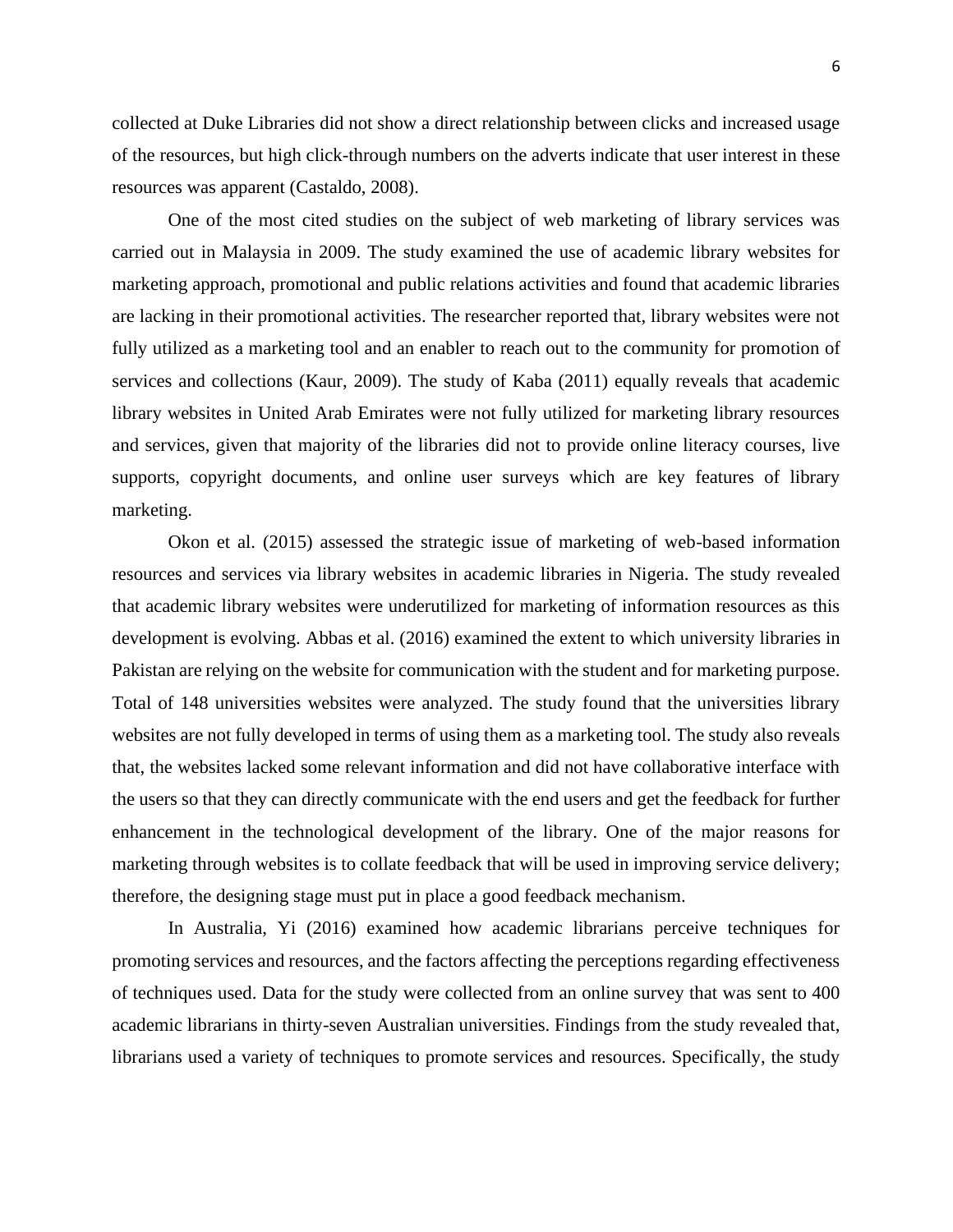collected at Duke Libraries did not show a direct relationship between clicks and increased usage of the resources, but high click-through numbers on the adverts indicate that user interest in these resources was apparent (Castaldo, 2008).

One of the most cited studies on the subject of web marketing of library services was carried out in Malaysia in 2009. The study examined the use of academic library websites for marketing approach, promotional and public relations activities and found that academic libraries are lacking in their promotional activities. The researcher reported that, library websites were not fully utilized as a marketing tool and an enabler to reach out to the community for promotion of services and collections (Kaur, 2009). The study of Kaba (2011) equally reveals that academic library websites in United Arab Emirates were not fully utilized for marketing library resources and services, given that majority of the libraries did not to provide online literacy courses, live supports, copyright documents, and online user surveys which are key features of library marketing.

Okon et al. (2015) assessed the strategic issue of marketing of web-based information resources and services via library websites in academic libraries in Nigeria. The study revealed that academic library websites were underutilized for marketing of information resources as this development is evolving. Abbas et al. (2016) examined the extent to which university libraries in Pakistan are relying on the website for communication with the student and for marketing purpose. Total of 148 universities websites were analyzed. The study found that the universities library websites are not fully developed in terms of using them as a marketing tool. The study also reveals that, the websites lacked some relevant information and did not have collaborative interface with the users so that they can directly communicate with the end users and get the feedback for further enhancement in the technological development of the library. One of the major reasons for marketing through websites is to collate feedback that will be used in improving service delivery; therefore, the designing stage must put in place a good feedback mechanism.

In Australia, Yi (2016) examined how academic librarians perceive techniques for promoting services and resources, and the factors affecting the perceptions regarding effectiveness of techniques used. Data for the study were collected from an online survey that was sent to 400 academic librarians in thirty-seven Australian universities. Findings from the study revealed that, librarians used a variety of techniques to promote services and resources. Specifically, the study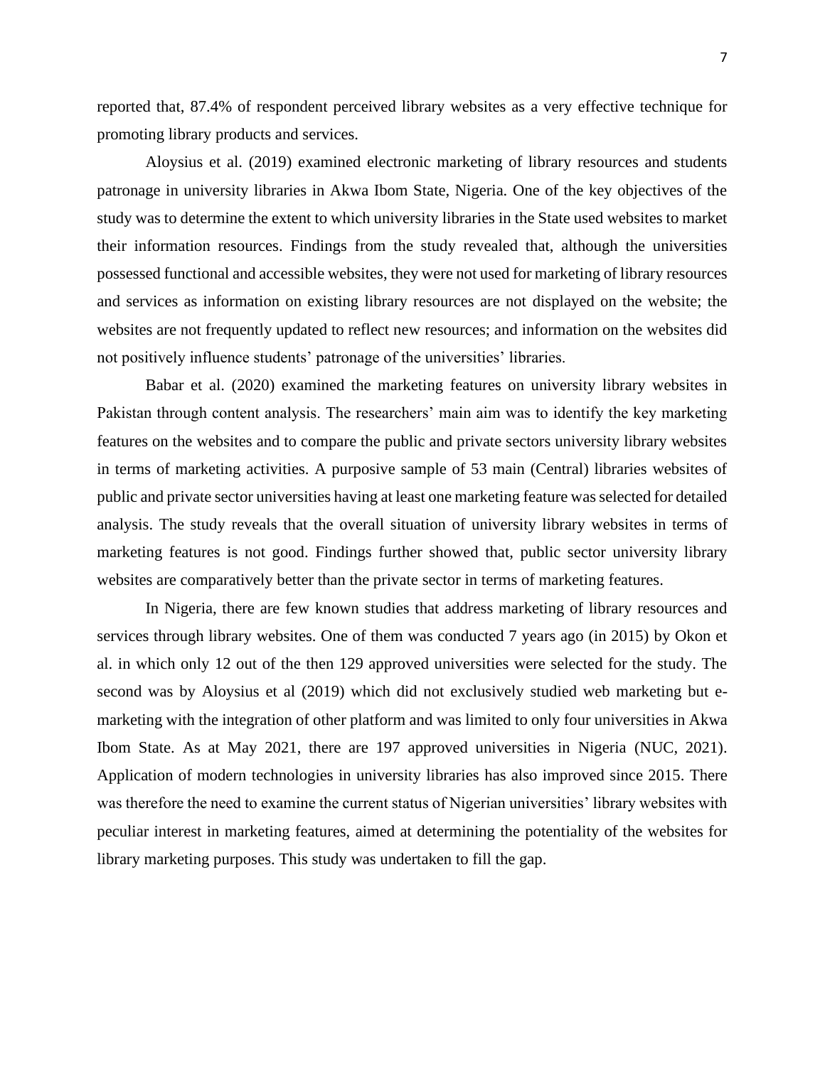reported that, 87.4% of respondent perceived library websites as a very effective technique for promoting library products and services.

Aloysius et al. (2019) examined electronic marketing of library resources and students patronage in university libraries in Akwa Ibom State, Nigeria. One of the key objectives of the study was to determine the extent to which university libraries in the State used websites to market their information resources. Findings from the study revealed that, although the universities possessed functional and accessible websites, they were not used for marketing of library resources and services as information on existing library resources are not displayed on the website; the websites are not frequently updated to reflect new resources; and information on the websites did not positively influence students' patronage of the universities' libraries.

Babar et al. (2020) examined the marketing features on university library websites in Pakistan through content analysis. The researchers' main aim was to identify the key marketing features on the websites and to compare the public and private sectors university library websites in terms of marketing activities. A purposive sample of 53 main (Central) libraries websites of public and private sector universities having at least one marketing feature was selected for detailed analysis. The study reveals that the overall situation of university library websites in terms of marketing features is not good. Findings further showed that, public sector university library websites are comparatively better than the private sector in terms of marketing features.

In Nigeria, there are few known studies that address marketing of library resources and services through library websites. One of them was conducted 7 years ago (in 2015) by Okon et al. in which only 12 out of the then 129 approved universities were selected for the study. The second was by Aloysius et al (2019) which did not exclusively studied web marketing but e-marketing with the integration of other platform and was limited to only four universities in Akwa Ibom State. As at May 2021, there are 197 approved universities in Nigeria (NUC, 2021). Application of modern technologies in university libraries has also improved since 2015. There was therefore the need to examine the current status of Nigerian universities' library websites with peculiar interest in marketing features, aimed at determining the potentiality of the websites for library marketing purposes. This study was undertaken to fill the gap.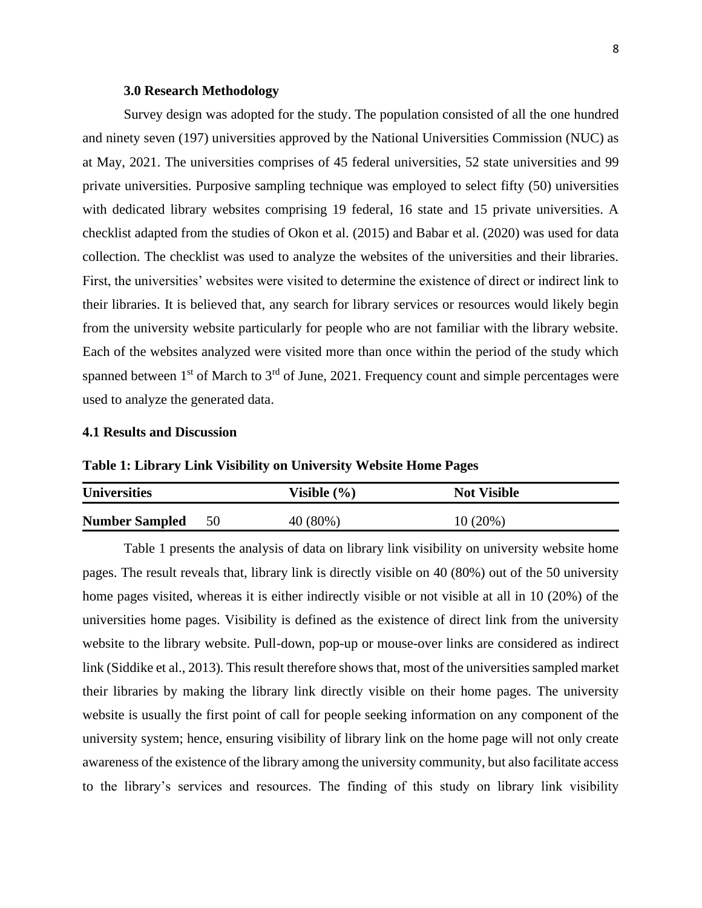### 3.0 Research Methodology

Survey design was adopted for the study. The population consisted of all the one hundred and ninety seven (197) universities approved by the National Universities Commission (NUC) as at May, 2021. The universities comprises of 45 federal universities, 52 state universities and 99 private universities. Purposive sampling technique was employed to select fifty (50) universities with dedicated library websites comprising 19 federal, 16 state and 15 private universities. A checklist adapted from the studies of Okon et al. (2015) and Babar et al. (2020) was used for data collection. The checklist was used to analyze the websites of the universities and their libraries. First, the universities' websites were visited to determine the existence of direct or indirect link to their libraries. It is believed that, any search for library services or resources would likely begin from the university website particularly for people who are not familiar with the library website. Each of the websites analyzed were visited more than once within the period of the study which spanned between 1st of March to 3rd of June, 2021. Frequency count and simple percentages were used to analyze the generated data.

### 4.1 Results and Discussion

**Table 1: Library Link Visibility on University Website Home Pages**

| Universities | | Visible (%) | Not Visible |
|---|---|---|---|
| **Number Sampled** | 50 | 40 (80%) | 10 (20%) |

Table 1 presents the analysis of data on library link visibility on university website home pages. The result reveals that, library link is directly visible on 40 (80%) out of the 50 university home pages visited, whereas it is either indirectly visible or not visible at all in 10 (20%) of the universities home pages. Visibility is defined as the existence of direct link from the university website to the library website. Pull-down, pop-up or mouse-over links are considered as indirect link (Siddike et al., 2013). This result therefore shows that, most of the universities sampled market their libraries by making the library link directly visible on their home pages. The university website is usually the first point of call for people seeking information on any component of the university system; hence, ensuring visibility of library link on the home page will not only create awareness of the existence of the library among the university community, but also facilitate access to the library's services and resources. The finding of this study on library link visibility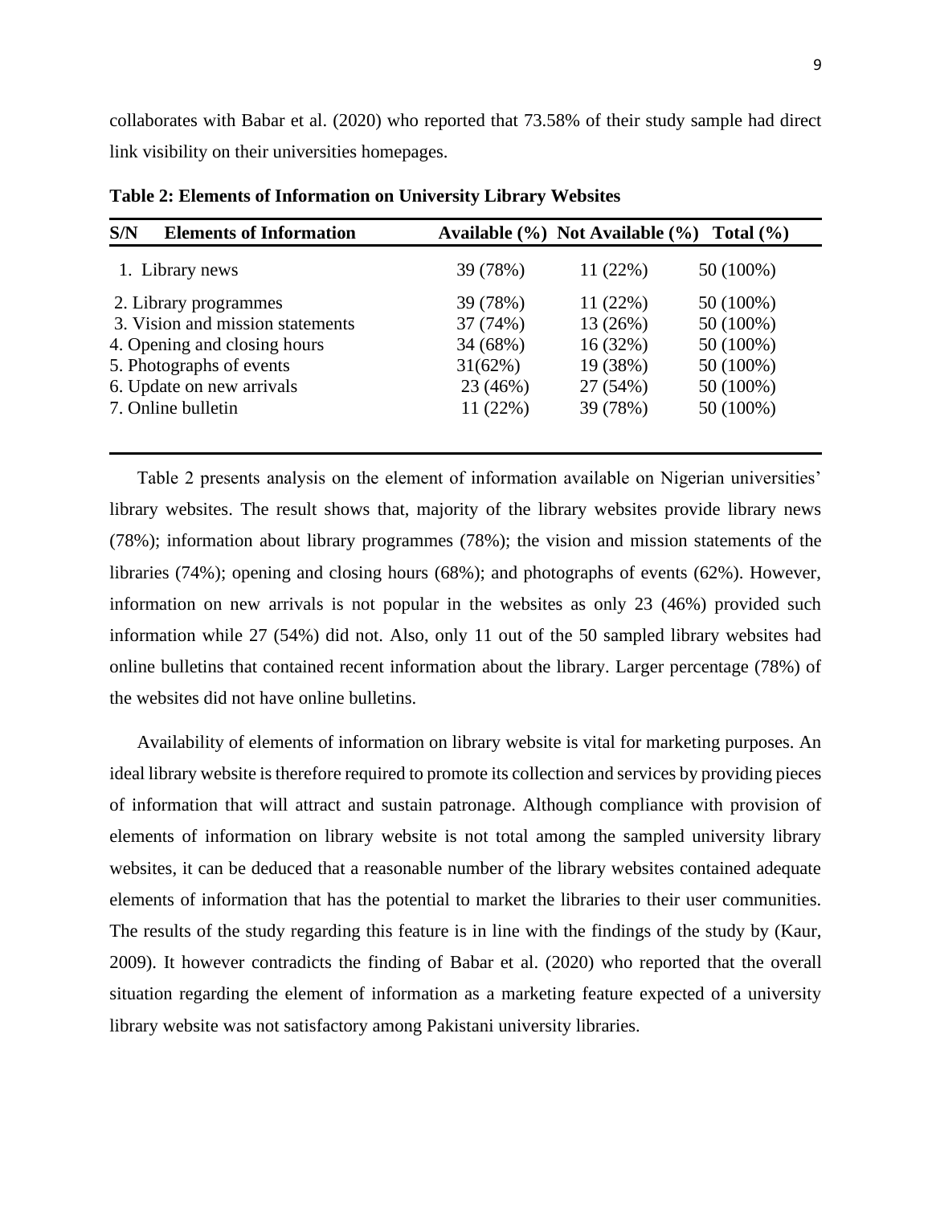collaborates with Babar et al. (2020) who reported that 73.58% of their study sample had direct link visibility on their universities homepages.

**Table 2: Elements of Information on University Library Websites**

| S/N | Elements of Information | Available (%) | Not Available (%) | Total (%) |
|---|---|---|---|---|
| 1. | Library news | 39 (78%) | 11 (22%) | 50 (100%) |
| 2. | Library programmes | 39 (78%) | 11 (22%) | 50 (100%) |
| 3. | Vision and mission statements | 37 (74%) | 13 (26%) | 50 (100%) |
| 4. | Opening and closing hours | 34 (68%) | 16 (32%) | 50 (100%) |
| 5. | Photographs of events | 31(62%) | 19 (38%) | 50 (100%) |
| 6. | Update on new arrivals | 23 (46%) | 27 (54%) | 50 (100%) |
| 7. | Online bulletin | 11 (22%) | 39 (78%) | 50 (100%) |

Table 2 presents analysis on the element of information available on Nigerian universities' library websites. The result shows that, majority of the library websites provide library news (78%); information about library programmes (78%); the vision and mission statements of the libraries (74%); opening and closing hours (68%); and photographs of events (62%). However, information on new arrivals is not popular in the websites as only 23 (46%) provided such information while 27 (54%) did not. Also, only 11 out of the 50 sampled library websites had online bulletins that contained recent information about the library. Larger percentage (78%) of the websites did not have online bulletins.

Availability of elements of information on library website is vital for marketing purposes. An ideal library website is therefore required to promote its collection and services by providing pieces of information that will attract and sustain patronage. Although compliance with provision of elements of information on library website is not total among the sampled university library websites, it can be deduced that a reasonable number of the library websites contained adequate elements of information that has the potential to market the libraries to their user communities. The results of the study regarding this feature is in line with the findings of the study by (Kaur, 2009). It however contradicts the finding of Babar et al. (2020) who reported that the overall situation regarding the element of information as a marketing feature expected of a university library website was not satisfactory among Pakistani university libraries.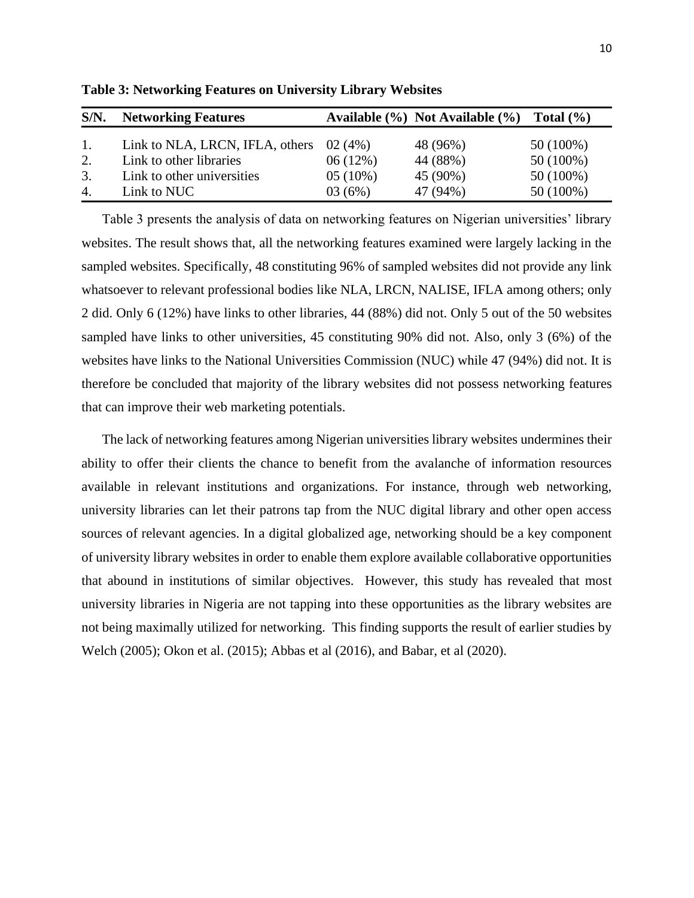**Table 3: Networking Features on University Library Websites**

| S/N. | Networking Features | Available (%) | Not Available (%) | Total (%) |
|---|---|---|---|---|
| 1. | Link to NLA, LRCN, IFLA, others | 02 (4%) | 48 (96%) | 50 (100%) |
| 2. | Link to other libraries | 06 (12%) | 44 (88%) | 50 (100%) |
| 3. | Link to other universities | 05 (10%) | 45 (90%) | 50 (100%) |
| 4. | Link to NUC | 03 (6%) | 47 (94%) | 50 (100%) |

Table 3 presents the analysis of data on networking features on Nigerian universities' library websites. The result shows that, all the networking features examined were largely lacking in the sampled websites. Specifically, 48 constituting 96% of sampled websites did not provide any link whatsoever to relevant professional bodies like NLA, LRCN, NALISE, IFLA among others; only 2 did. Only 6 (12%) have links to other libraries, 44 (88%) did not. Only 5 out of the 50 websites sampled have links to other universities, 45 constituting 90% did not. Also, only 3 (6%) of the websites have links to the National Universities Commission (NUC) while 47 (94%) did not. It is therefore be concluded that majority of the library websites did not possess networking features that can improve their web marketing potentials.

The lack of networking features among Nigerian universities library websites undermines their ability to offer their clients the chance to benefit from the avalanche of information resources available in relevant institutions and organizations. For instance, through web networking, university libraries can let their patrons tap from the NUC digital library and other open access sources of relevant agencies. In a digital globalized age, networking should be a key component of university library websites in order to enable them explore available collaborative opportunities that abound in institutions of similar objectives. However, this study has revealed that most university libraries in Nigeria are not tapping into these opportunities as the library websites are not being maximally utilized for networking. This finding supports the result of earlier studies by Welch (2005); Okon et al. (2015); Abbas et al (2016), and Babar, et al (2020).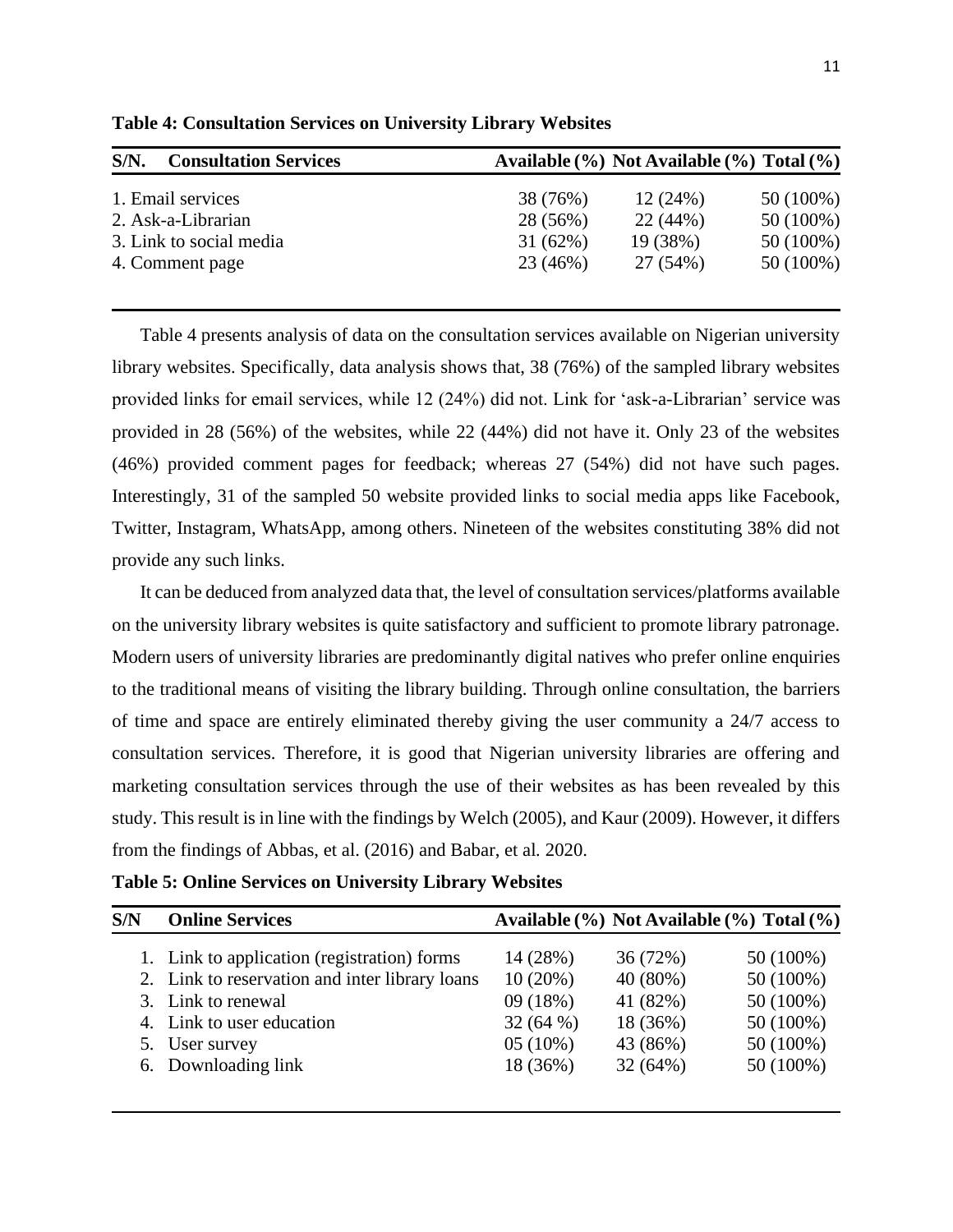**Table 4: Consultation Services on University Library Websites**

| S/N. Consultation Services | Available (%) | Not Available (%) | Total (%) |
|---|---|---|---|
| 1. Email services | 38 (76%) | 12 (24%) | 50 (100%) |
| 2. Ask-a-Librarian | 28 (56%) | 22 (44%) | 50 (100%) |
| 3. Link to social media | 31 (62%) | 19 (38%) | 50 (100%) |
| 4. Comment page | 23 (46%) | 27 (54%) | 50 (100%) |

Table 4 presents analysis of data on the consultation services available on Nigerian university library websites. Specifically, data analysis shows that, 38 (76%) of the sampled library websites provided links for email services, while 12 (24%) did not. Link for 'ask-a-Librarian' service was provided in 28 (56%) of the websites, while 22 (44%) did not have it. Only 23 of the websites (46%) provided comment pages for feedback; whereas 27 (54%) did not have such pages. Interestingly, 31 of the sampled 50 website provided links to social media apps like Facebook, Twitter, Instagram, WhatsApp, among others. Nineteen of the websites constituting 38% did not provide any such links.

It can be deduced from analyzed data that, the level of consultation services/platforms available on the university library websites is quite satisfactory and sufficient to promote library patronage. Modern users of university libraries are predominantly digital natives who prefer online enquiries to the traditional means of visiting the library building. Through online consultation, the barriers of time and space are entirely eliminated thereby giving the user community a 24/7 access to consultation services. Therefore, it is good that Nigerian university libraries are offering and marketing consultation services through the use of their websites as has been revealed by this study. This result is in line with the findings by Welch (2005), and Kaur (2009). However, it differs from the findings of Abbas, et al. (2016) and Babar, et al. 2020.

**Table 5: Online Services on University Library Websites**

| S/N | Online Services | Available (%) | Not Available (%) | Total (%) |
|---|---|---|---|---|
| 1. | Link to application (registration) forms | 14 (28%) | 36 (72%) | 50 (100%) |
| 2. | Link to reservation and inter library loans | 10 (20%) | 40 (80%) | 50 (100%) |
| 3. | Link to renewal | 09 (18%) | 41 (82%) | 50 (100%) |
| 4. | Link to user education | 32 (64 %) | 18 (36%) | 50 (100%) |
| 5. | User survey | 05 (10%) | 43 (86%) | 50 (100%) |
| 6. | Downloading link | 18 (36%) | 32 (64%) | 50 (100%) |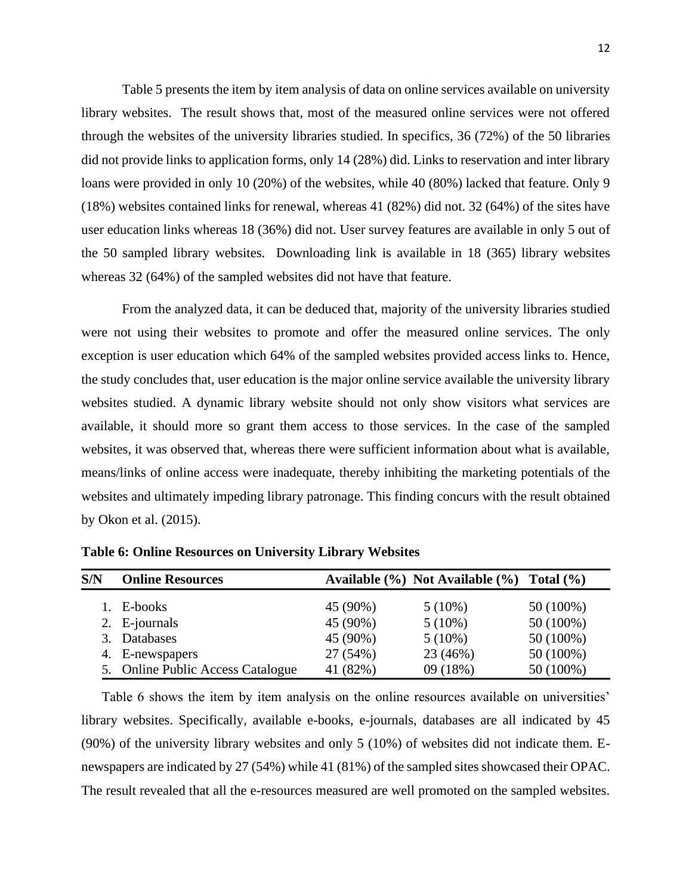Table 5 presents the item by item analysis of data on online services available on university library websites. The result shows that, most of the measured online services were not offered through the websites of the university libraries studied. In specifics, 36 (72%) of the 50 libraries did not provide links to application forms, only 14 (28%) did. Links to reservation and inter library loans were provided in only 10 (20%) of the websites, while 40 (80%) lacked that feature. Only 9 (18%) websites contained links for renewal, whereas 41 (82%) did not. 32 (64%) of the sites have user education links whereas 18 (36%) did not. User survey features are available in only 5 out of the 50 sampled library websites. Downloading link is available in 18 (365) library websites whereas 32 (64%) of the sampled websites did not have that feature.

From the analyzed data, it can be deduced that, majority of the university libraries studied were not using their websites to promote and offer the measured online services. The only exception is user education which 64% of the sampled websites provided access links to. Hence, the study concludes that, user education is the major online service available the university library websites studied. A dynamic library website should not only show visitors what services are available, it should more so grant them access to those services. In the case of the sampled websites, it was observed that, whereas there were sufficient information about what is available, means/links of online access were inadequate, thereby inhibiting the marketing potentials of the websites and ultimately impeding library patronage. This finding concurs with the result obtained by Okon et al. (2015).

**Table 6: Online Resources on University Library Websites**

| S/N | Online Resources | Available (%) | Not Available (%) | Total (%) |
|---|---|---|---|---|
| 1. | E-books | 45 (90%) | 5 (10%) | 50 (100%) |
| 2. | E-journals | 45 (90%) | 5 (10%) | 50 (100%) |
| 3. | Databases | 45 (90%) | 5 (10%) | 50 (100%) |
| 4. | E-newspapers | 27 (54%) | 23 (46%) | 50 (100%) |
| 5. | Online Public Access Catalogue | 41 (82%) | 09 (18%) | 50 (100%) |

Table 6 shows the item by item analysis on the online resources available on universities' library websites. Specifically, available e-books, e-journals, databases are all indicated by 45 (90%) of the university library websites and only 5 (10%) of websites did not indicate them. E-newspapers are indicated by 27 (54%) while 41 (81%) of the sampled sites showcased their OPAC. The result revealed that all the e-resources measured are well promoted on the sampled websites.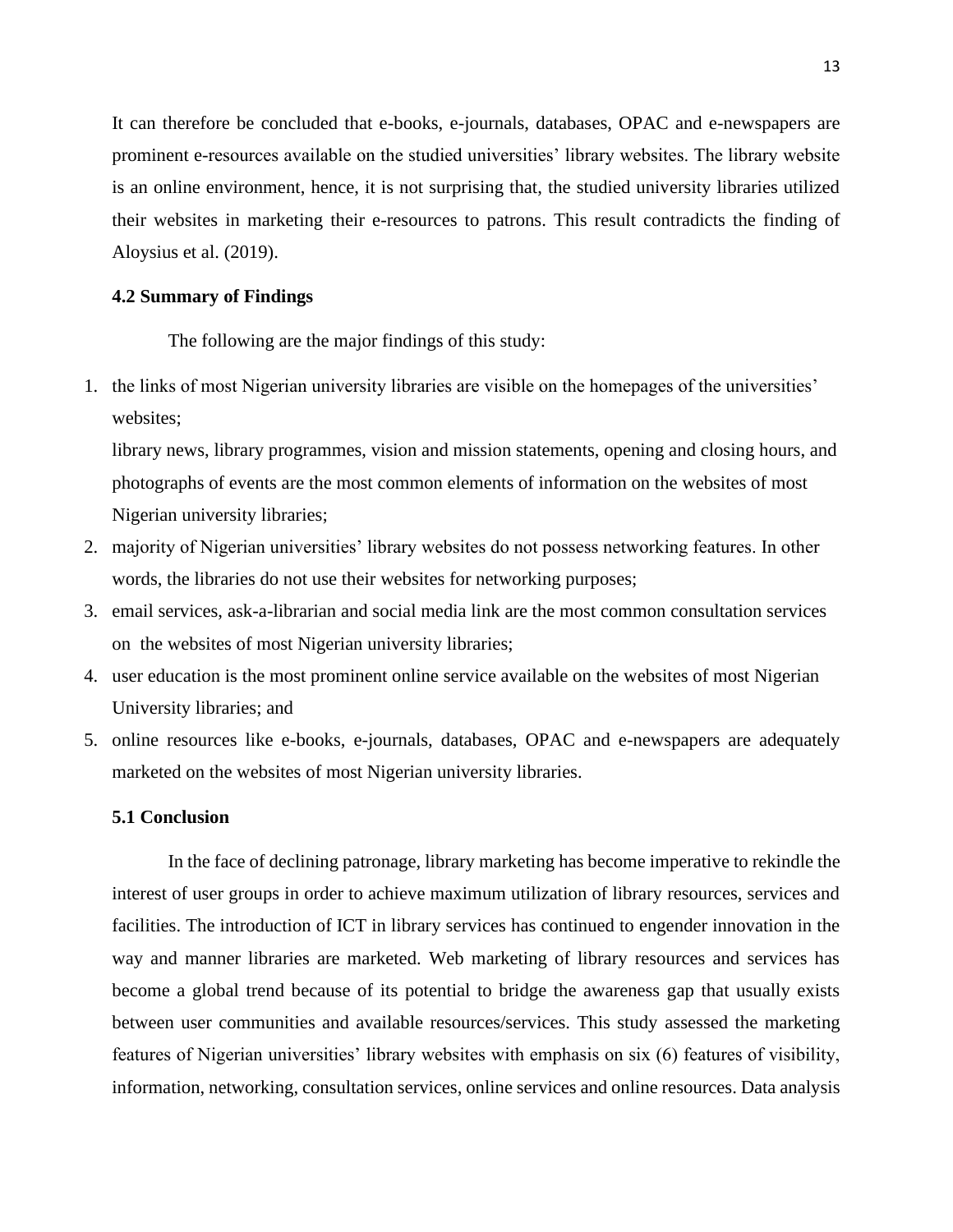It can therefore be concluded that e-books, e-journals, databases, OPAC and e-newspapers are prominent e-resources available on the studied universities' library websites. The library website is an online environment, hence, it is not surprising that, the studied university libraries utilized their websites in marketing their e-resources to patrons. This result contradicts the finding of Aloysius et al. (2019).

### 4.2 Summary of Findings

The following are the major findings of this study:

1. the links of most Nigerian university libraries are visible on the homepages of the universities' websites;

   library news, library programmes, vision and mission statements, opening and closing hours, and photographs of events are the most common elements of information on the websites of most Nigerian university libraries;
2. majority of Nigerian universities' library websites do not possess networking features. In other words, the libraries do not use their websites for networking purposes;
3. email services, ask-a-librarian and social media link are the most common consultation services on the websites of most Nigerian university libraries;
4. user education is the most prominent online service available on the websites of most Nigerian University libraries; and
5. online resources like e-books, e-journals, databases, OPAC and e-newspapers are adequately marketed on the websites of most Nigerian university libraries.

### 5.1 Conclusion

In the face of declining patronage, library marketing has become imperative to rekindle the interest of user groups in order to achieve maximum utilization of library resources, services and facilities. The introduction of ICT in library services has continued to engender innovation in the way and manner libraries are marketed. Web marketing of library resources and services has become a global trend because of its potential to bridge the awareness gap that usually exists between user communities and available resources/services. This study assessed the marketing features of Nigerian universities' library websites with emphasis on six (6) features of visibility, information, networking, consultation services, online services and online resources. Data analysis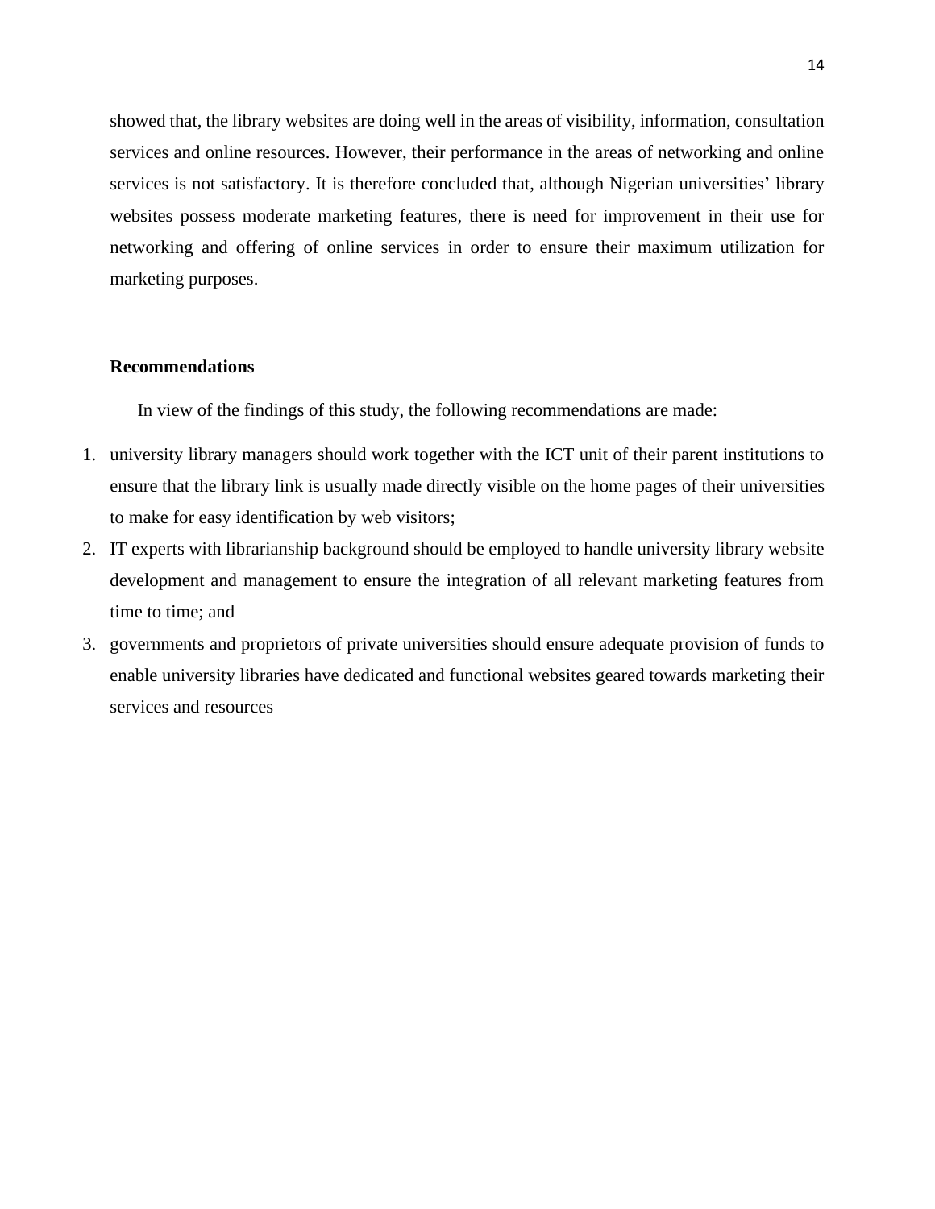showed that, the library websites are doing well in the areas of visibility, information, consultation services and online resources. However, their performance in the areas of networking and online services is not satisfactory. It is therefore concluded that, although Nigerian universities' library websites possess moderate marketing features, there is need for improvement in their use for networking and offering of online services in order to ensure their maximum utilization for marketing purposes.

**Recommendations**

In view of the findings of this study, the following recommendations are made:

1. university library managers should work together with the ICT unit of their parent institutions to ensure that the library link is usually made directly visible on the home pages of their universities to make for easy identification by web visitors;
2. IT experts with librarianship background should be employed to handle university library website development and management to ensure the integration of all relevant marketing features from time to time; and
3. governments and proprietors of private universities should ensure adequate provision of funds to enable university libraries have dedicated and functional websites geared towards marketing their services and resources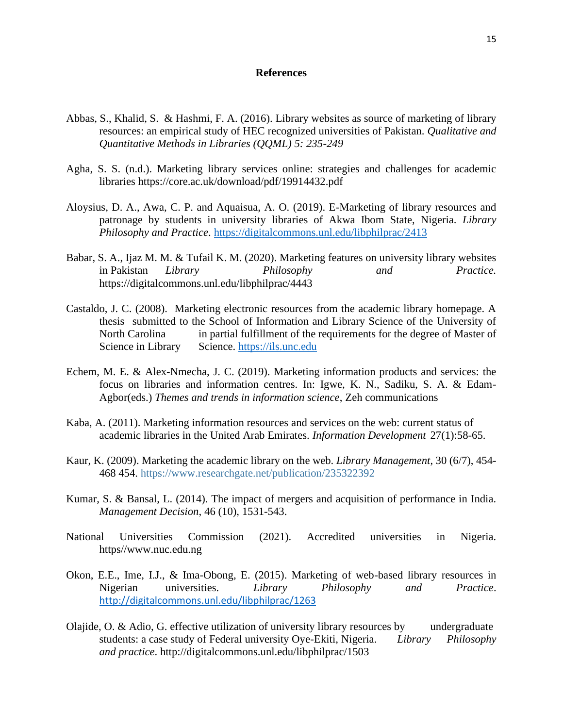## References

Abbas, S., Khalid, S. & Hashmi, F. A. (2016). Library websites as source of marketing of library resources: an empirical study of HEC recognized universities of Pakistan. *Qualitative and Quantitative Methods in Libraries (QQML) 5: 235-249*

Agha, S. S. (n.d.). Marketing library services online: strategies and challenges for academic libraries https://core.ac.uk/download/pdf/19914432.pdf

Aloysius, D. A., Awa, C. P. and Aquaisua, A. O. (2019). E-Marketing of library resources and patronage by students in university libraries of Akwa Ibom State, Nigeria. *Library Philosophy and Practice*. https://digitalcommons.unl.edu/libphilprac/2413

Babar, S. A., Ijaz M. M. & Tufail K. M. (2020). Marketing features on university library websites in Pakistan *Library Philosophy and Practice.* https://digitalcommons.unl.edu/libphilprac/4443

Castaldo, J. C. (2008). Marketing electronic resources from the academic library homepage. A thesis submitted to the School of Information and Library Science of the University of North Carolina in partial fulfillment of the requirements for the degree of Master of Science in Library Science. https://ils.unc.edu

Echem, M. E. & Alex-Nmecha, J. C. (2019). Marketing information products and services: the focus on libraries and information centres. In: Igwe, K. N., Sadiku, S. A. & Edam-Agbor(eds.) *Themes and trends in information science*, Zeh communications

Kaba, A. (2011). Marketing information resources and services on the web: current status of academic libraries in the United Arab Emirates. *Information Development* 27(1):58-65.

Kaur, K. (2009). Marketing the academic library on the web. *Library Management*, 30 (6/7), 454-468 454. https://www.researchgate.net/publication/235322392

Kumar, S. & Bansal, L. (2014). The impact of mergers and acquisition of performance in India. *Management Decision*, 46 (10), 1531-543.

National Universities Commission (2021). Accredited universities in Nigeria. https//www.nuc.edu.ng

Okon, E.E., Ime, I.J., & Ima-Obong, E. (2015). Marketing of web-based library resources in Nigerian universities. *Library Philosophy and Practice*. http://digitalcommons.unl.edu/libphilprac/1263

Olajide, O. & Adio, G. effective utilization of university library resources by undergraduate students: a case study of Federal university Oye-Ekiti, Nigeria. *Library Philosophy and practice*. http://digitalcommons.unl.edu/libphilprac/1503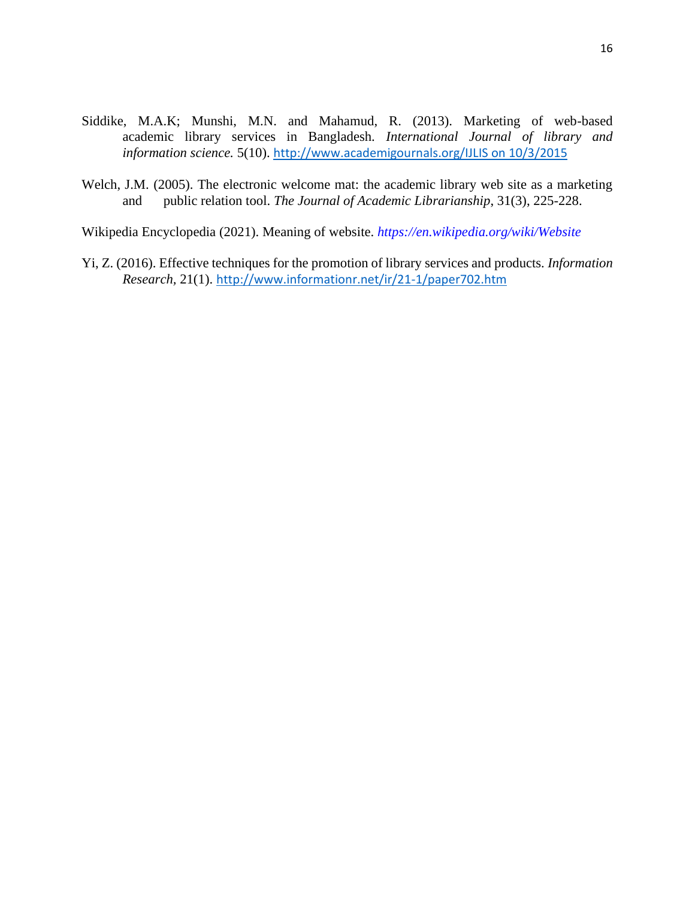Siddike, M.A.K; Munshi, M.N. and Mahamud, R. (2013). Marketing of web-based academic library services in Bangladesh. *International Journal of library and information science.* 5(10). http://www.academigournals.org/IJLIS on 10/3/2015

Welch, J.M. (2005). The electronic welcome mat: the academic library web site as a marketing and public relation tool. *The Journal of Academic Librarianship*, 31(3), 225-228.

Wikipedia Encyclopedia (2021). Meaning of website. ***https://en.wikipedia.org/wiki/Website***

Yi, Z. (2016). Effective techniques for the promotion of library services and products. *Information Research*, 21(1). http://www.informationr.net/ir/21-1/paper702.htm